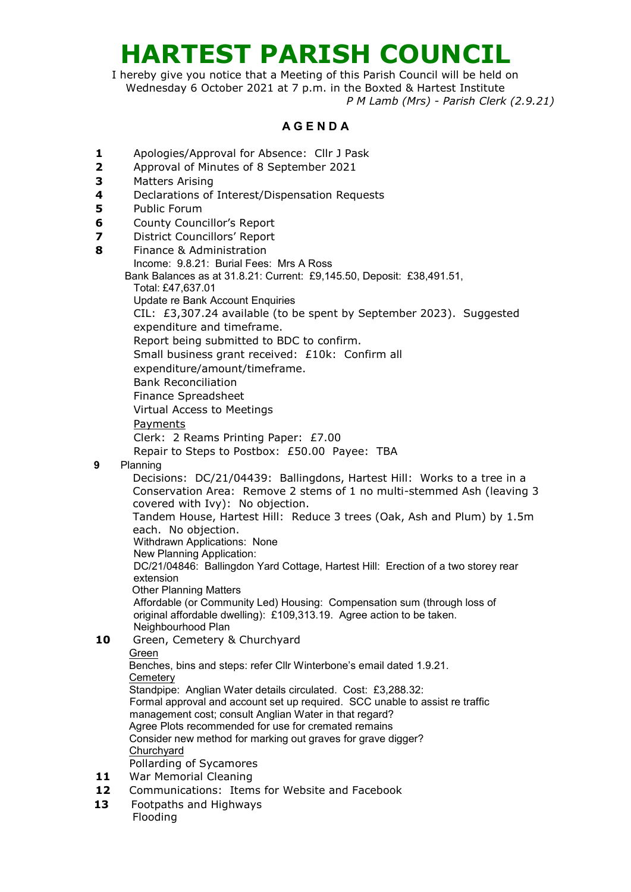# HARTEST PARISH COUNCIL

I hereby give you notice that a Meeting of this Parish Council will be held on Wednesday 6 October 2021 at 7 p.m. in the Boxted & Hartest Institute

*P M Lamb (Mrs) - Parish Clerk (2.9.21)*

## AGENDA

**1** Apologies/Approval for Absence: Cllr J Pask

**2** Approval of Minutes of 8 September 2021

**3** Matters Arising

**4** Declarations of Interest/Dispensation Requests

**5** Public Forum

**6** County Councillor's Report

**7** District Councillors' Report

**8** Finance & Administration

Income: 9.8.21: Burial Fees: Mrs A Ross

Bank Balances as at 31.8.21: Current: £9,145.50, Deposit: £38,491.51, Total: £47,637.01

Update re Bank Account Enquiries

CIL: £3,307.24 available (to be spent by September 2023). Suggested expenditure and timeframe.

Report being submitted to BDC to confirm.

Small business grant received: £10k: Confirm all expenditure/amount/timeframe.

Bank Reconciliation

Finance Spreadsheet

Virtual Access to Meetings

<u>Payments</u>

Clerk: 2 Reams Printing Paper: £7.00

Repair to Steps to Postbox: £50.00 Payee: TBA

**9** Planning

Decisions: DC/21/04439: Ballingdons, Hartest Hill: Works to a tree in a Conservation Area: Remove 2 stems of 1 no multi-stemmed Ash (leaving 3 covered with Ivy): No objection.

Tandem House, Hartest Hill: Reduce 3 trees (Oak, Ash and Plum) by 1.5m each. No objection.

Withdrawn Applications: None

New Planning Application:

DC/21/04846: Ballingdon Yard Cottage, Hartest Hill: Erection of a two storey rear extension

Other Planning Matters

Affordable (or Community Led) Housing: Compensation sum (through loss of original affordable dwelling): £109,313.19. Agree action to be taken.

Neighbourhood Plan

**10** Green, Cemetery & Churchyard

<u>Green</u>

Benches, bins and steps: refer Cllr Winterbone's email dated 1.9.21.

<u>Cemetery</u>

Standpipe: Anglian Water details circulated. Cost: £3,288.32: Formal approval and account set up required. SCC unable to assist re traffic management cost; consult Anglian Water in that regard?

Agree Plots recommended for use for cremated remains

Consider new method for marking out graves for grave digger?

<u>Churchyard</u>

Pollarding of Sycamores

**11** War Memorial Cleaning

**12** Communications: Items for Website and Facebook

**13** Footpaths and Highways

Flooding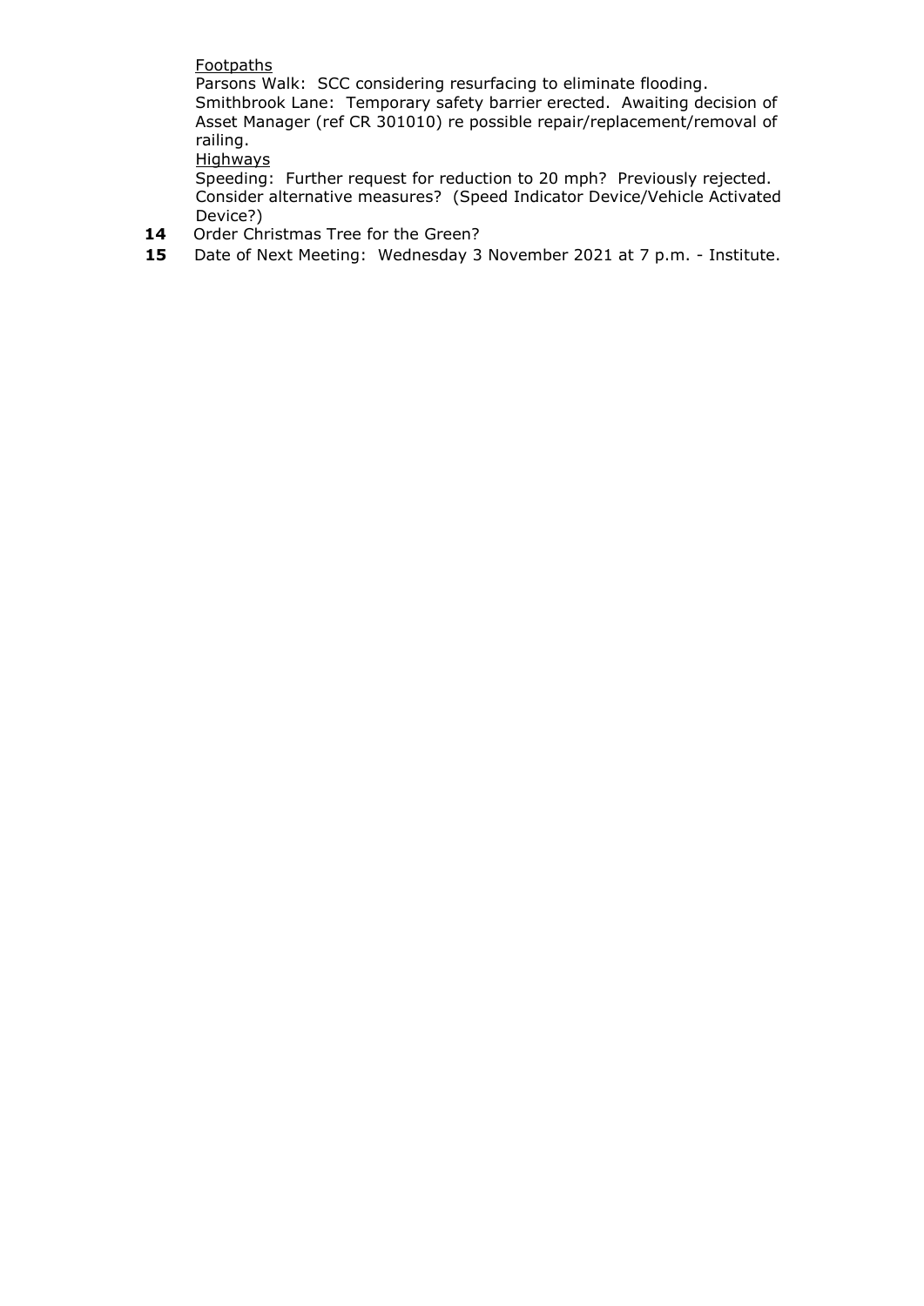Footpaths

Parsons Walk: SCC considering resurfacing to eliminate flooding.
Smithbrook Lane: Temporary safety barrier erected. Awaiting decision of Asset Manager (ref CR 301010) re possible repair/replacement/removal of railing.

Highways

Speeding: Further request for reduction to 20 mph? Previously rejected. Consider alternative measures? (Speed Indicator Device/Vehicle Activated Device?)

**14** Order Christmas Tree for the Green?

**15** Date of Next Meeting: Wednesday 3 November 2021 at 7 p.m. - Institute.